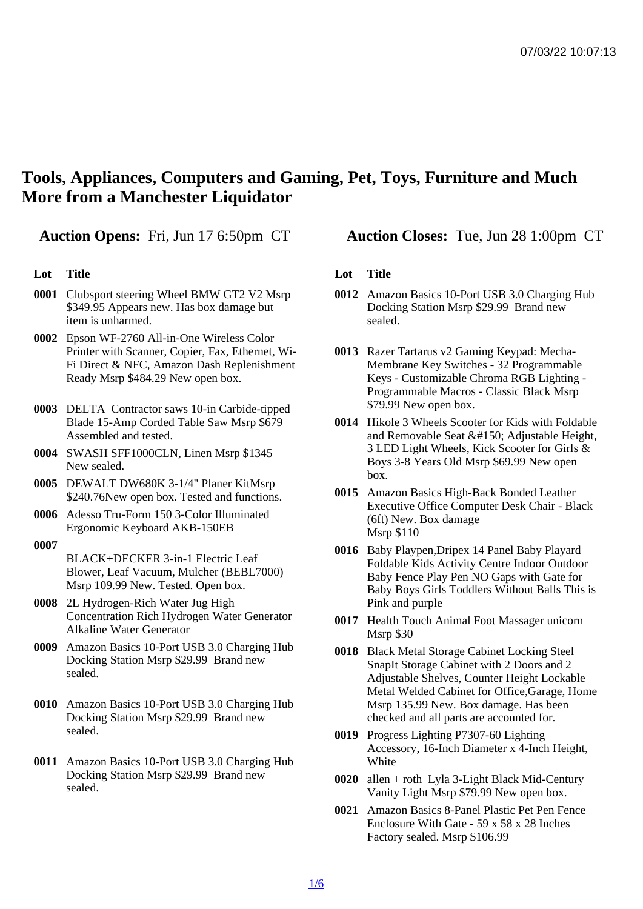# Tools, Appliances, Computers and Gaming, Pet, Toys, Furniture and Much More from a Manchester Liquidator

**Auction Opens:** Fri, Jun 17 6:50pm CT

**Auction Closes:** Tue, Jun 28 1:00pm CT

| Lot | Title |
|---|---|
| 0001 | Clubsport steering Wheel BMW GT2 V2 Msrp $349.95 Appears new. Has box damage but item is unharmed. |
| 0002 | Epson WF-2760 All-in-One Wireless Color Printer with Scanner, Copier, Fax, Ethernet, Wi-Fi Direct & NFC, Amazon Dash Replenishment Ready Msrp $484.29 New open box. |
| 0003 | DELTA Contractor saws 10-in Carbide-tipped Blade 15-Amp Corded Table Saw Msrp $679 Assembled and tested. |
| 0004 | SWASH SFF1000CLN, Linen Msrp $1345 New sealed. |
| 0005 | DEWALT DW680K 3-1/4" Planer KitMsrp $240.76New open box. Tested and functions. |
| 0006 | Adesso Tru-Form 150 3-Color Illuminated Ergonomic Keyboard AKB-150EB |
| 0007 | BLACK+DECKER 3-in-1 Electric Leaf Blower, Leaf Vacuum, Mulcher (BEBL7000) Msrp 109.99 New. Tested. Open box. |
| 0008 | 2L Hydrogen-Rich Water Jug High Concentration Rich Hydrogen Water Generator Alkaline Water Generator |
| 0009 | Amazon Basics 10-Port USB 3.0 Charging Hub Docking Station Msrp $29.99 Brand new sealed. |
| 0010 | Amazon Basics 10-Port USB 3.0 Charging Hub Docking Station Msrp $29.99 Brand new sealed. |
| 0011 | Amazon Basics 10-Port USB 3.0 Charging Hub Docking Station Msrp $29.99 Brand new sealed. |
| 0012 | Amazon Basics 10-Port USB 3.0 Charging Hub Docking Station Msrp $29.99 Brand new sealed. |
| 0013 | Razer Tartarus v2 Gaming Keypad: Mecha-Membrane Key Switches - 32 Programmable Keys - Customizable Chroma RGB Lighting - Programmable Macros - Classic Black Msrp $79.99 New open box. |
| 0014 | Hikole 3 Wheels Scooter for Kids with Foldable and Removable Seat &#150; Adjustable Height, 3 LED Light Wheels, Kick Scooter for Girls & Boys 3-8 Years Old Msrp $69.99 New open box. |
| 0015 | Amazon Basics High-Back Bonded Leather Executive Office Computer Desk Chair - Black (6ft) New. Box damage Msrp $110 |
| 0016 | Baby Playpen,Dripex 14 Panel Baby Playard Foldable Kids Activity Centre Indoor Outdoor Baby Fence Play Pen NO Gaps with Gate for Baby Boys Girls Toddlers Without Balls This is Pink and purple |
| 0017 | Health Touch Animal Foot Massager unicorn Msrp $30 |
| 0018 | Black Metal Storage Cabinet Locking Steel SnapIt Storage Cabinet with 2 Doors and 2 Adjustable Shelves, Counter Height Lockable Metal Welded Cabinet for Office,Garage, Home Msrp 135.99 New. Box damage. Has been checked and all parts are accounted for. |
| 0019 | Progress Lighting P7307-60 Lighting Accessory, 16-Inch Diameter x 4-Inch Height, White |
| 0020 | allen + roth Lyla 3-Light Black Mid-Century Vanity Light Msrp $79.99 New open box. |
| 0021 | Amazon Basics 8-Panel Plastic Pet Pen Fence Enclosure With Gate - 59 x 58 x 28 Inches Factory sealed. Msrp $106.99 |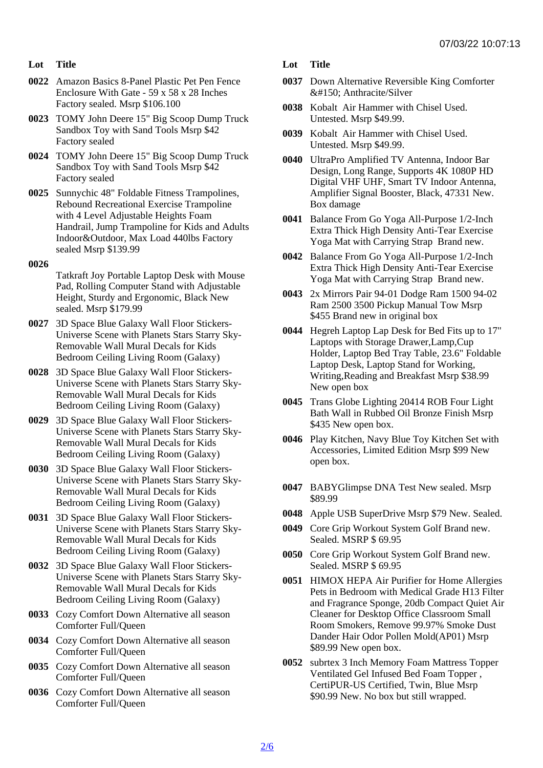| Lot | Title |
|---|---|
| 0022 | Amazon Basics 8-Panel Plastic Pet Pen Fence Enclosure With Gate - 59 x 58 x 28 Inches Factory sealed. Msrp $106.100 |
| 0023 | TOMY John Deere 15" Big Scoop Dump Truck Sandbox Toy with Sand Tools Msrp $42 Factory sealed |
| 0024 | TOMY John Deere 15" Big Scoop Dump Truck Sandbox Toy with Sand Tools Msrp $42 Factory sealed |
| 0025 | Sunnychic 48" Foldable Fitness Trampolines, Rebound Recreational Exercise Trampoline with 4 Level Adjustable Heights Foam Handrail, Jump Trampoline for Kids and Adults Indoor&Outdoor, Max Load 440lbs Factory sealed Msrp $139.99 |
| 0026 | Tatkraft Joy Portable Laptop Desk with Mouse Pad, Rolling Computer Stand with Adjustable Height, Sturdy and Ergonomic, Black New sealed. Msrp $179.99 |
| 0027 | 3D Space Blue Galaxy Wall Floor Stickers-Universe Scene with Planets Stars Starry Sky-Removable Wall Mural Decals for Kids Bedroom Ceiling Living Room (Galaxy) |
| 0028 | 3D Space Blue Galaxy Wall Floor Stickers-Universe Scene with Planets Stars Starry Sky-Removable Wall Mural Decals for Kids Bedroom Ceiling Living Room (Galaxy) |
| 0029 | 3D Space Blue Galaxy Wall Floor Stickers-Universe Scene with Planets Stars Starry Sky-Removable Wall Mural Decals for Kids Bedroom Ceiling Living Room (Galaxy) |
| 0030 | 3D Space Blue Galaxy Wall Floor Stickers-Universe Scene with Planets Stars Starry Sky-Removable Wall Mural Decals for Kids Bedroom Ceiling Living Room (Galaxy) |
| 0031 | 3D Space Blue Galaxy Wall Floor Stickers-Universe Scene with Planets Stars Starry Sky-Removable Wall Mural Decals for Kids Bedroom Ceiling Living Room (Galaxy) |
| 0032 | 3D Space Blue Galaxy Wall Floor Stickers-Universe Scene with Planets Stars Starry Sky-Removable Wall Mural Decals for Kids Bedroom Ceiling Living Room (Galaxy) |
| 0033 | Cozy Comfort Down Alternative all season Comforter Full/Queen |
| 0034 | Cozy Comfort Down Alternative all season Comforter Full/Queen |
| 0035 | Cozy Comfort Down Alternative all season Comforter Full/Queen |
| 0036 | Cozy Comfort Down Alternative all season Comforter Full/Queen |
| 0037 | Down Alternative Reversible King Comforter &#150; Anthracite/Silver |
| 0038 | Kobalt Air Hammer with Chisel Used. Untested. Msrp $49.99. |
| 0039 | Kobalt Air Hammer with Chisel Used. Untested. Msrp $49.99. |
| 0040 | UltraPro Amplified TV Antenna, Indoor Bar Design, Long Range, Supports 4K 1080P HD Digital VHF UHF, Smart TV Indoor Antenna, Amplifier Signal Booster, Black, 47331 New. Box damage |
| 0041 | Balance From Go Yoga All-Purpose 1/2-Inch Extra Thick High Density Anti-Tear Exercise Yoga Mat with Carrying Strap Brand new. |
| 0042 | Balance From Go Yoga All-Purpose 1/2-Inch Extra Thick High Density Anti-Tear Exercise Yoga Mat with Carrying Strap Brand new. |
| 0043 | 2x Mirrors Pair 94-01 Dodge Ram 1500 94-02 Ram 2500 3500 Pickup Manual Tow Msrp $455 Brand new in original box |
| 0044 | Hegreh Laptop Lap Desk for Bed Fits up to 17" Laptops with Storage Drawer,Lamp,Cup Holder, Laptop Bed Tray Table, 23.6" Foldable Laptop Desk, Laptop Stand for Working, Writing,Reading and Breakfast Msrp $38.99 New open box |
| 0045 | Trans Globe Lighting 20414 ROB Four Light Bath Wall in Rubbed Oil Bronze Finish Msrp $435 New open box. |
| 0046 | Play Kitchen, Navy Blue Toy Kitchen Set with Accessories, Limited Edition Msrp $99 New open box. |
| 0047 | BABYGlimpse DNA Test New sealed. Msrp $89.99 |
| 0048 | Apple USB SuperDrive Msrp $79 New. Sealed. |
| 0049 | Core Grip Workout System Golf Brand new. Sealed. MSRP $ 69.95 |
| 0050 | Core Grip Workout System Golf Brand new. Sealed. MSRP $ 69.95 |
| 0051 | HIMOX HEPA Air Purifier for Home Allergies Pets in Bedroom with Medical Grade H13 Filter and Fragrance Sponge, 20db Compact Quiet Air Cleaner for Desktop Office Classroom Small Room Smokers, Remove 99.97% Smoke Dust Dander Hair Odor Pollen Mold(AP01) Msrp $89.99 New open box. |
| 0052 | subrtex 3 Inch Memory Foam Mattress Topper Ventilated Gel Infused Bed Foam Topper , CertiPUR-US Certified, Twin, Blue Msrp $90.99 New. No box but still wrapped. |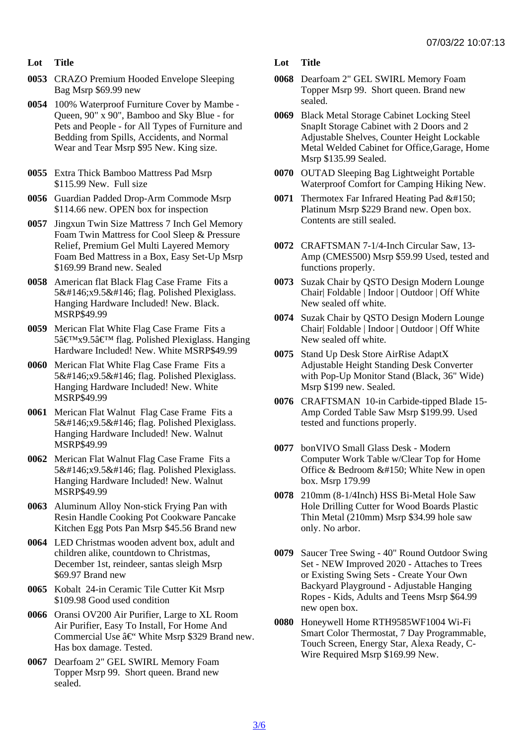| Lot | Title |
|---|---|
| 0053 | CRAZO Premium Hooded Envelope Sleeping Bag Msrp $69.99 new |
| 0054 | 100% Waterproof Furniture Cover by Mambe - Queen, 90" x 90", Bamboo and Sky Blue - for Pets and People - for All Types of Furniture and Bedding from Spills, Accidents, and Normal Wear and Tear Msrp $95 New. King size. |
| 0055 | Extra Thick Bamboo Mattress Pad Msrp $115.99 New. Full size |
| 0056 | Guardian Padded Drop-Arm Commode Msrp $114.66 new. OPEN box for inspection |
| 0057 | Jingxun Twin Size Mattress 7 Inch Gel Memory Foam Twin Mattress for Cool Sleep & Pressure Relief, Premium Gel Multi Layered Memory Foam Bed Mattress in a Box, Easy Set-Up Msrp $169.99 Brand new. Sealed |
| 0058 | American flat Black Flag Case Frame Fits a 5&#146;x9.5&#146; flag. Polished Plexiglass. Hanging Hardware Included! New. Black. MSRP$49.99 |
| 0059 | Merican Flat White Flag Case Frame Fits a 5â€™x9.5â€™ flag. Polished Plexiglass. Hanging Hardware Included! New. White MSRP$49.99 |
| 0060 | Merican Flat White Flag Case Frame Fits a 5&#146;x9.5&#146; flag. Polished Plexiglass. Hanging Hardware Included! New. White MSRP$49.99 |
| 0061 | Merican Flat Walnut Flag Case Frame Fits a 5&#146;x9.5&#146; flag. Polished Plexiglass. Hanging Hardware Included! New. Walnut MSRP$49.99 |
| 0062 | Merican Flat Walnut Flag Case Frame Fits a 5&#146;x9.5&#146; flag. Polished Plexiglass. Hanging Hardware Included! New. Walnut MSRP$49.99 |
| 0063 | Aluminum Alloy Non-stick Frying Pan with Resin Handle Cooking Pot Cookware Pancake Kitchen Egg Pots Pan Msrp $45.56 Brand new |
| 0064 | LED Christmas wooden advent box, adult and children alike, countdown to Christmas, December 1st, reindeer, santas sleigh Msrp $69.97 Brand new |
| 0065 | Kobalt 24-in Ceramic Tile Cutter Kit Msrp $109.98 Good used condition |
| 0066 | Oransi OV200 Air Purifier, Large to XL Room Air Purifier, Easy To Install, For Home And Commercial Use â€“ White Msrp $329 Brand new. Has box damage. Tested. |
| 0067 | Dearfoam 2" GEL SWIRL Memory Foam Topper Msrp 99. Short queen. Brand new sealed. |
| 0068 | Dearfoam 2" GEL SWIRL Memory Foam Topper Msrp 99. Short queen. Brand new sealed. |
| 0069 | Black Metal Storage Cabinet Locking Steel SnapIt Storage Cabinet with 2 Doors and 2 Adjustable Shelves, Counter Height Lockable Metal Welded Cabinet for Office,Garage, Home Msrp $135.99 Sealed. |
| 0070 | OUTAD Sleeping Bag Lightweight Portable Waterproof Comfort for Camping Hiking New. |
| 0071 | Thermotex Far Infrared Heating Pad &#150; Platinum Msrp $229 Brand new. Open box. Contents are still sealed. |
| 0072 | CRAFTSMAN 7-1/4-Inch Circular Saw, 13-Amp (CMES500) Msrp $59.99 Used, tested and functions properly. |
| 0073 | Suzak Chair by QSTO Design Modern Lounge Chair\| Foldable \| Indoor \| Outdoor \| Off White New sealed off white. |
| 0074 | Suzak Chair by QSTO Design Modern Lounge Chair\| Foldable \| Indoor \| Outdoor \| Off White New sealed off white. |
| 0075 | Stand Up Desk Store AirRise AdaptX Adjustable Height Standing Desk Converter with Pop-Up Monitor Stand (Black, 36" Wide) Msrp $199 new. Sealed. |
| 0076 | CRAFTSMAN 10-in Carbide-tipped Blade 15-Amp Corded Table Saw Msrp $199.99. Used tested and functions properly. |
| 0077 | bonVIVO Small Glass Desk - Modern Computer Work Table w/Clear Top for Home Office & Bedroom &#150; White New in open box. Msrp 179.99 |
| 0078 | 210mm (8-1/4Inch) HSS Bi-Metal Hole Saw Hole Drilling Cutter for Wood Boards Plastic Thin Metal (210mm) Msrp $34.99 hole saw only. No arbor. |
| 0079 | Saucer Tree Swing - 40" Round Outdoor Swing Set - NEW Improved 2020 - Attaches to Trees or Existing Swing Sets - Create Your Own Backyard Playground - Adjustable Hanging Ropes - Kids, Adults and Teens Msrp $64.99 new open box. |
| 0080 | Honeywell Home RTH9585WF1004 Wi-Fi Smart Color Thermostat, 7 Day Programmable, Touch Screen, Energy Star, Alexa Ready, C-Wire Required Msrp $169.99 New. |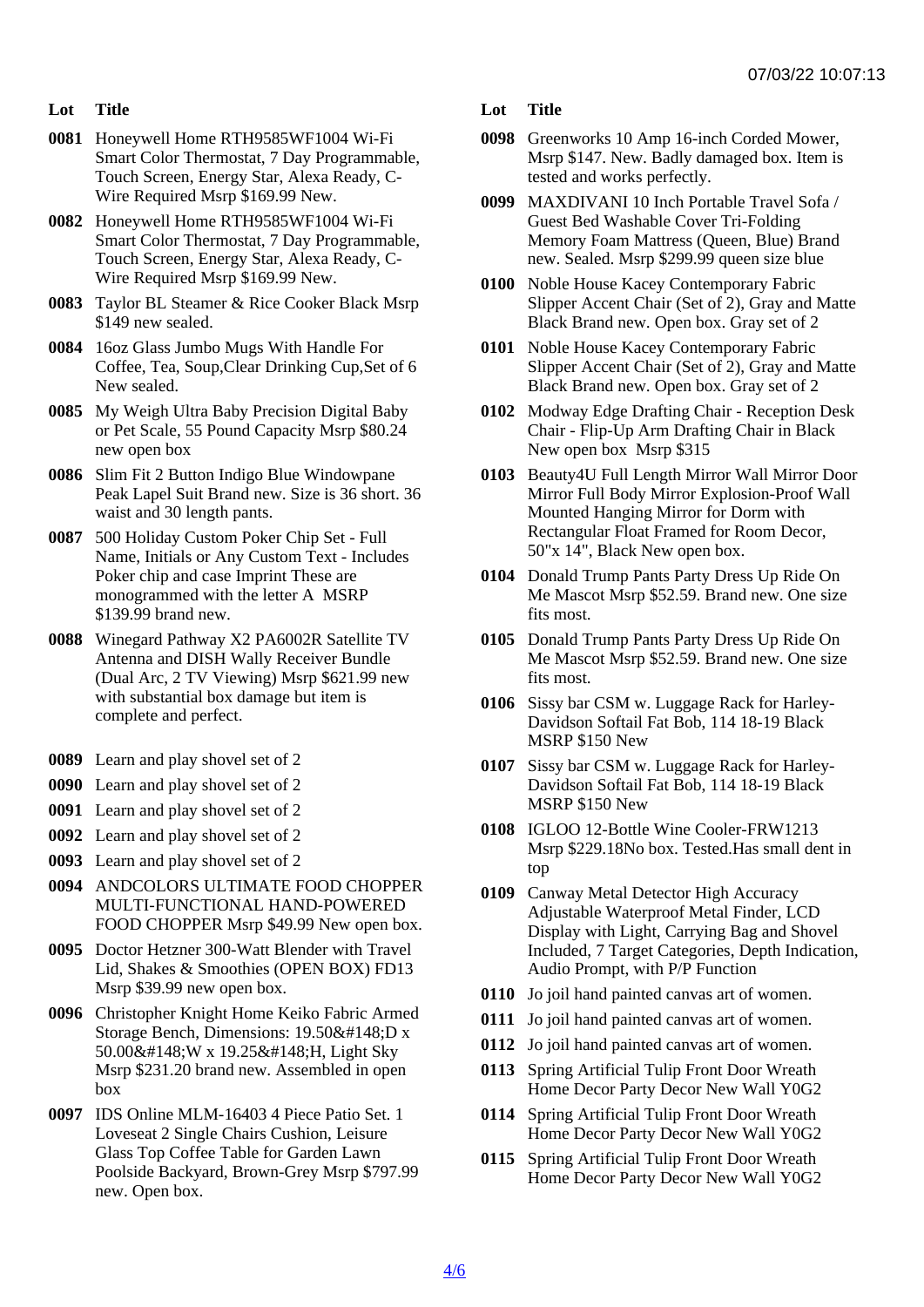| Lot | Title |
|---|---|
| 0081 | Honeywell Home RTH9585WF1004 Wi-Fi Smart Color Thermostat, 7 Day Programmable, Touch Screen, Energy Star, Alexa Ready, C-Wire Required Msrp $169.99 New. |
| 0082 | Honeywell Home RTH9585WF1004 Wi-Fi Smart Color Thermostat, 7 Day Programmable, Touch Screen, Energy Star, Alexa Ready, C-Wire Required Msrp $169.99 New. |
| 0083 | Taylor BL Steamer & Rice Cooker Black Msrp $149 new sealed. |
| 0084 | 16oz Glass Jumbo Mugs With Handle For Coffee, Tea, Soup,Clear Drinking Cup,Set of 6 New sealed. |
| 0085 | My Weigh Ultra Baby Precision Digital Baby or Pet Scale, 55 Pound Capacity Msrp $80.24 new open box |
| 0086 | Slim Fit 2 Button Indigo Blue Windowpane Peak Lapel Suit Brand new. Size is 36 short. 36 waist and 30 length pants. |
| 0087 | 500 Holiday Custom Poker Chip Set - Full Name, Initials or Any Custom Text - Includes Poker chip and case Imprint These are monogrammed with the letter A MSRP $139.99 brand new. |
| 0088 | Winegard Pathway X2 PA6002R Satellite TV Antenna and DISH Wally Receiver Bundle (Dual Arc, 2 TV Viewing) Msrp $621.99 new with substantial box damage but item is complete and perfect. |
| 0089 | Learn and play shovel set of 2 |
| 0090 | Learn and play shovel set of 2 |
| 0091 | Learn and play shovel set of 2 |
| 0092 | Learn and play shovel set of 2 |
| 0093 | Learn and play shovel set of 2 |
| 0094 | ANDCOLORS ULTIMATE FOOD CHOPPER MULTI-FUNCTIONAL HAND-POWERED FOOD CHOPPER Msrp $49.99 New open box. |
| 0095 | Doctor Hetzner 300-Watt Blender with Travel Lid, Shakes & Smoothies (OPEN BOX) FD13 Msrp $39.99 new open box. |
| 0096 | Christopher Knight Home Keiko Fabric Armed Storage Bench, Dimensions: 19.50&#148;D x 50.00&#148;W x 19.25&#148;H, Light Sky Msrp $231.20 brand new. Assembled in open box |
| 0097 | IDS Online MLM-16403 4 Piece Patio Set. 1 Loveseat 2 Single Chairs Cushion, Leisure Glass Top Coffee Table for Garden Lawn Poolside Backyard, Brown-Grey Msrp $797.99 new. Open box. |
| 0098 | Greenworks 10 Amp 16-inch Corded Mower, Msrp $147. New. Badly damaged box. Item is tested and works perfectly. |
| 0099 | MAXDIVANI 10 Inch Portable Travel Sofa / Guest Bed Washable Cover Tri-Folding Memory Foam Mattress (Queen, Blue) Brand new. Sealed. Msrp $299.99 queen size blue |
| 0100 | Noble House Kacey Contemporary Fabric Slipper Accent Chair (Set of 2), Gray and Matte Black Brand new. Open box. Gray set of 2 |
| 0101 | Noble House Kacey Contemporary Fabric Slipper Accent Chair (Set of 2), Gray and Matte Black Brand new. Open box. Gray set of 2 |
| 0102 | Modway Edge Drafting Chair - Reception Desk Chair - Flip-Up Arm Drafting Chair in Black New open box Msrp $315 |
| 0103 | Beauty4U Full Length Mirror Wall Mirror Door Mirror Full Body Mirror Explosion-Proof Wall Mounted Hanging Mirror for Dorm with Rectangular Float Framed for Room Decor, 50"x 14", Black New open box. |
| 0104 | Donald Trump Pants Party Dress Up Ride On Me Mascot Msrp $52.59. Brand new. One size fits most. |
| 0105 | Donald Trump Pants Party Dress Up Ride On Me Mascot Msrp $52.59. Brand new. One size fits most. |
| 0106 | Sissy bar CSM w. Luggage Rack for Harley-Davidson Softail Fat Bob, 114 18-19 Black MSRP $150 New |
| 0107 | Sissy bar CSM w. Luggage Rack for Harley-Davidson Softail Fat Bob, 114 18-19 Black MSRP $150 New |
| 0108 | IGLOO 12-Bottle Wine Cooler-FRW1213 Msrp $229.18No box. Tested.Has small dent in top |
| 0109 | Canway Metal Detector High Accuracy Adjustable Waterproof Metal Finder, LCD Display with Light, Carrying Bag and Shovel Included, 7 Target Categories, Depth Indication, Audio Prompt, with P/P Function |
| 0110 | Jo joil hand painted canvas art of women. |
| 0111 | Jo joil hand painted canvas art of women. |
| 0112 | Jo joil hand painted canvas art of women. |
| 0113 | Spring Artificial Tulip Front Door Wreath Home Decor Party Decor New Wall Y0G2 |
| 0114 | Spring Artificial Tulip Front Door Wreath Home Decor Party Decor New Wall Y0G2 |
| 0115 | Spring Artificial Tulip Front Door Wreath Home Decor Party Decor New Wall Y0G2 |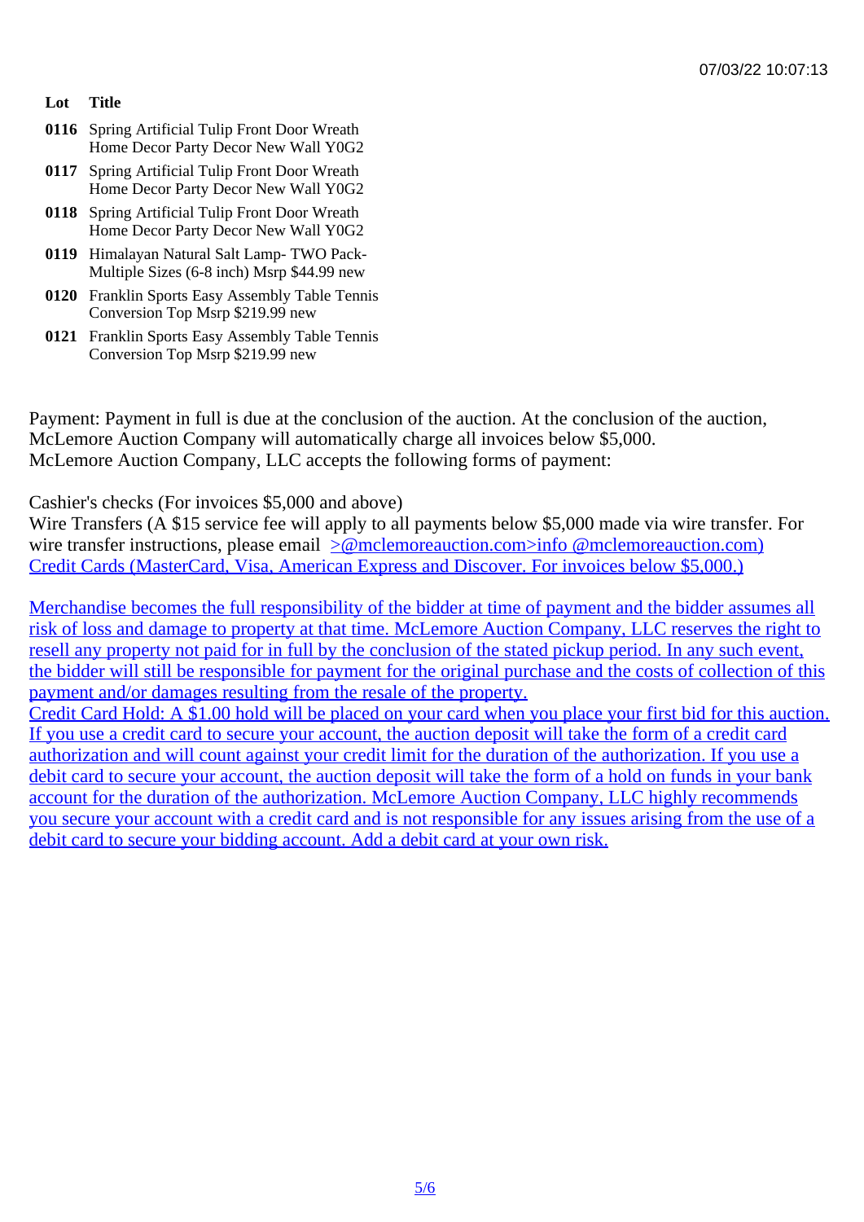| Lot | Title |
|---|---|
| 0116 | Spring Artificial Tulip Front Door Wreath Home Decor Party Decor New Wall Y0G2 |
| 0117 | Spring Artificial Tulip Front Door Wreath Home Decor Party Decor New Wall Y0G2 |
| 0118 | Spring Artificial Tulip Front Door Wreath Home Decor Party Decor New Wall Y0G2 |
| 0119 | Himalayan Natural Salt Lamp- TWO Pack- Multiple Sizes (6-8 inch) Msrp $44.99 new |
| 0120 | Franklin Sports Easy Assembly Table Tennis Conversion Top Msrp $219.99 new |
| 0121 | Franklin Sports Easy Assembly Table Tennis Conversion Top Msrp $219.99 new |

Payment: Payment in full is due at the conclusion of the auction. At the conclusion of the auction, McLemore Auction Company will automatically charge all invoices below $5,000.
McLemore Auction Company, LLC accepts the following forms of payment:

Cashier's checks (For invoices $5,000 and above)
Wire Transfers (A $15 service fee will apply to all payments below $5,000 made via wire transfer. For wire transfer instructions, please email >@mclemoreauction.com>info @mclemoreauction.com)
Credit Cards (MasterCard, Visa, American Express and Discover. For invoices below $5,000.)

Merchandise becomes the full responsibility of the bidder at time of payment and the bidder assumes all risk of loss and damage to property at that time. McLemore Auction Company, LLC reserves the right to resell any property not paid for in full by the conclusion of the stated pickup period. In any such event, the bidder will still be responsible for payment for the original purchase and the costs of collection of this payment and/or damages resulting from the resale of the property.
Credit Card Hold: A $1.00 hold will be placed on your card when you place your first bid for this auction. If you use a credit card to secure your account, the auction deposit will take the form of a credit card authorization and will count against your credit limit for the duration of the authorization. If you use a debit card to secure your account, the auction deposit will take the form of a hold on funds in your bank account for the duration of the authorization. McLemore Auction Company, LLC highly recommends you secure your account with a credit card and is not responsible for any issues arising from the use of a debit card to secure your bidding account. Add a debit card at your own risk.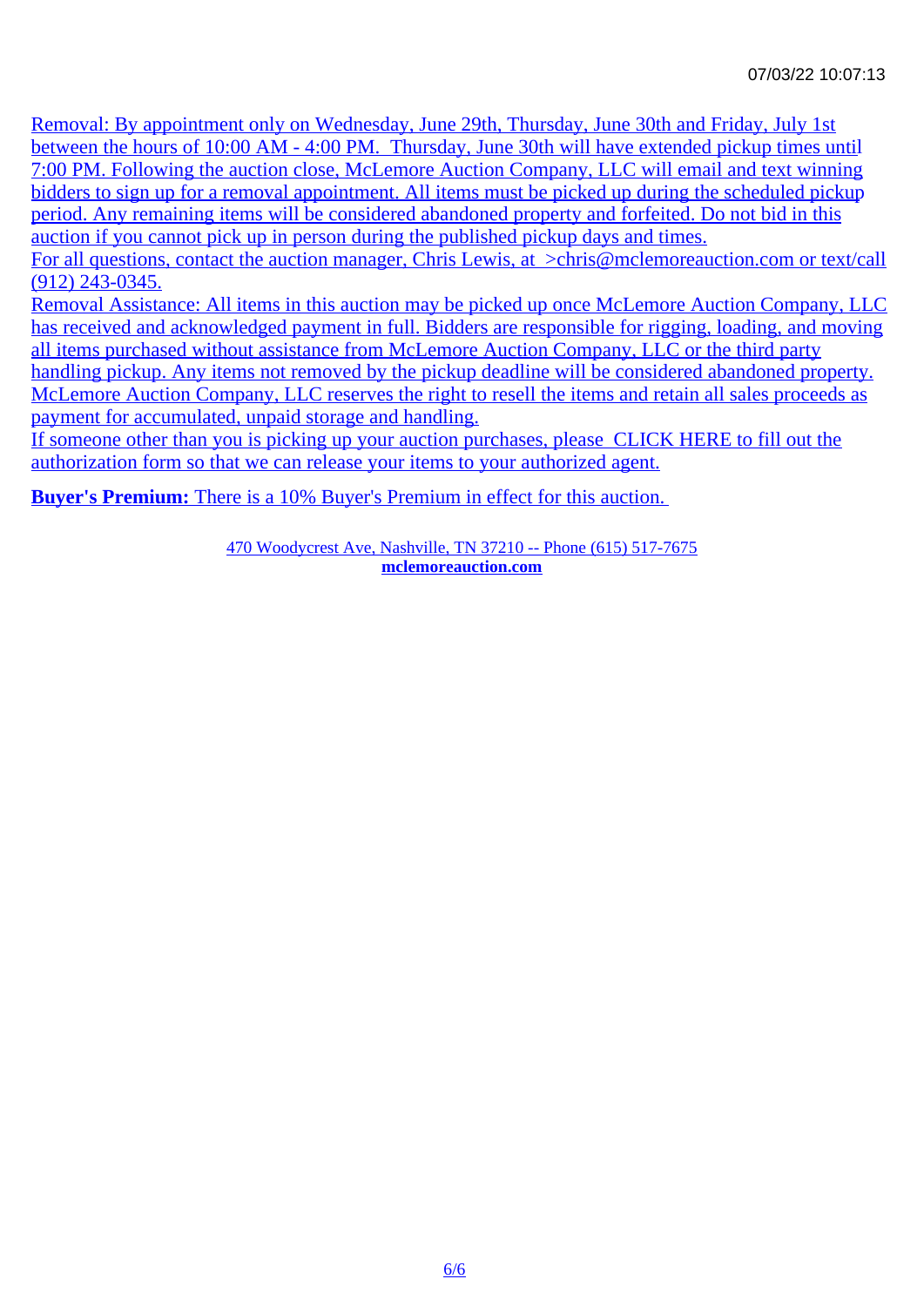Removal: By appointment only on Wednesday, June 29th, Thursday, June 30th and Friday, July 1st between the hours of 10:00 AM - 4:00 PM. Thursday, June 30th will have extended pickup times until 7:00 PM. Following the auction close, McLemore Auction Company, LLC will email and text winning bidders to sign up for a removal appointment. All items must be picked up during the scheduled pickup period. Any remaining items will be considered abandoned property and forfeited. Do not bid in this auction if you cannot pick up in person during the published pickup days and times.

For all questions, contact the auction manager, Chris Lewis, at >chris@mclemoreauction.com or text/call (912) 243-0345.

Removal Assistance: All items in this auction may be picked up once McLemore Auction Company, LLC has received and acknowledged payment in full. Bidders are responsible for rigging, loading, and moving all items purchased without assistance from McLemore Auction Company, LLC or the third party handling pickup. Any items not removed by the pickup deadline will be considered abandoned property. McLemore Auction Company, LLC reserves the right to resell the items and retain all sales proceeds as payment for accumulated, unpaid storage and handling.

If someone other than you is picking up your auction purchases, please CLICK HERE to fill out the authorization form so that we can release your items to your authorized agent.

**Buyer's Premium:** There is a 10% Buyer's Premium in effect for this auction.

470 Woodycrest Ave, Nashville, TN 37210 -- Phone (615) 517-7675

**mclemoreauction.com**